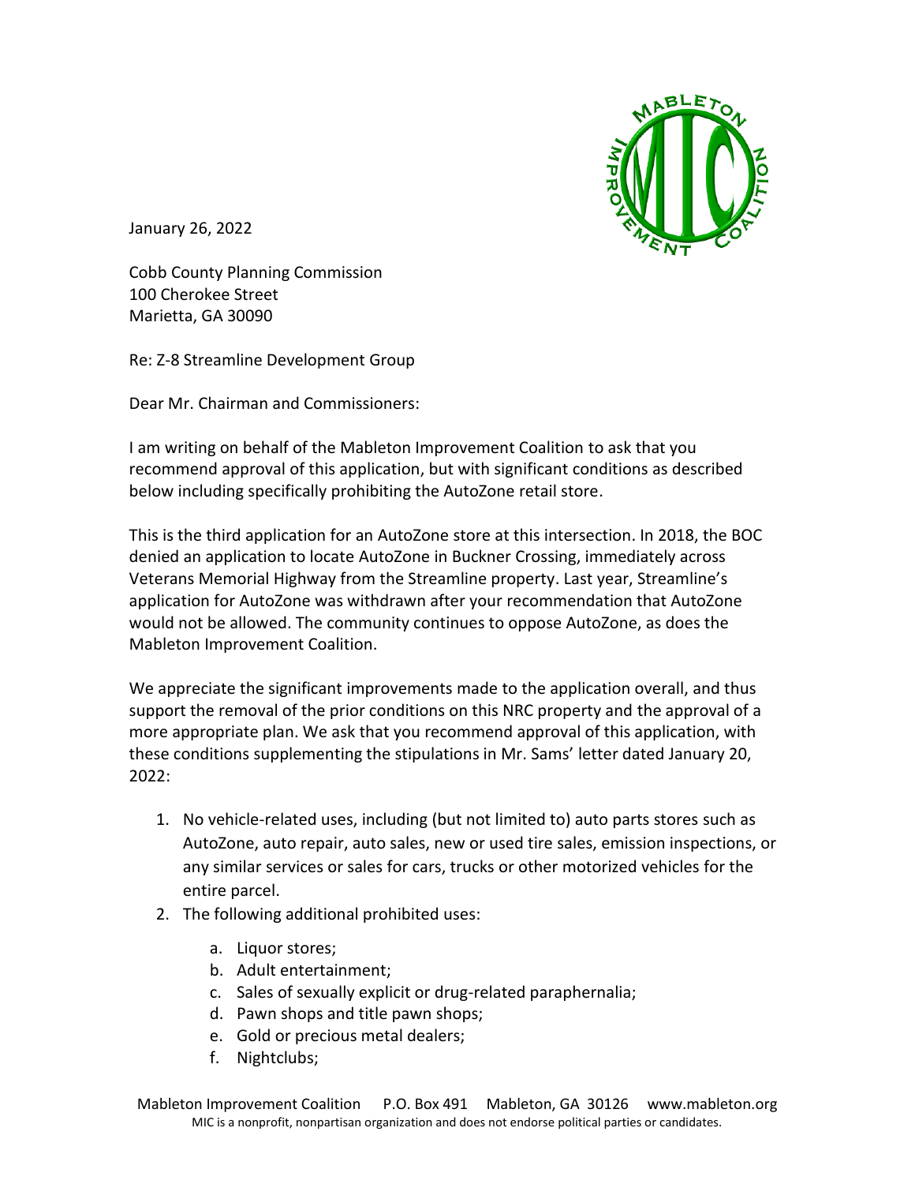January 26, 2022

Cobb County Planning Commission
100 Cherokee Street
Marietta, GA 30090

Re: Z-8 Streamline Development Group

Dear Mr. Chairman and Commissioners:

I am writing on behalf of the Mableton Improvement Coalition to ask that you recommend approval of this application, but with significant conditions as described below including specifically prohibiting the AutoZone retail store.

This is the third application for an AutoZone store at this intersection. In 2018, the BOC denied an application to locate AutoZone in Buckner Crossing, immediately across Veterans Memorial Highway from the Streamline property. Last year, Streamline's application for AutoZone was withdrawn after your recommendation that AutoZone would not be allowed. The community continues to oppose AutoZone, as does the Mableton Improvement Coalition.

We appreciate the significant improvements made to the application overall, and thus support the removal of the prior conditions on this NRC property and the approval of a more appropriate plan. We ask that you recommend approval of this application, with these conditions supplementing the stipulations in Mr. Sams' letter dated January 20, 2022:

1. No vehicle-related uses, including (but not limited to) auto parts stores such as AutoZone, auto repair, auto sales, new or used tire sales, emission inspections, or any similar services or sales for cars, trucks or other motorized vehicles for the entire parcel.
2. The following additional prohibited uses:
    a. Liquor stores;
    b. Adult entertainment;
    c. Sales of sexually explicit or drug-related paraphernalia;
    d. Pawn shops and title pawn shops;
    e. Gold or precious metal dealers;
    f. Nightclubs;

Mableton Improvement Coalition P.O. Box 491 Mableton, GA 30126 www.mableton.org
MIC is a nonprofit, nonpartisan organization and does not endorse political parties or candidates.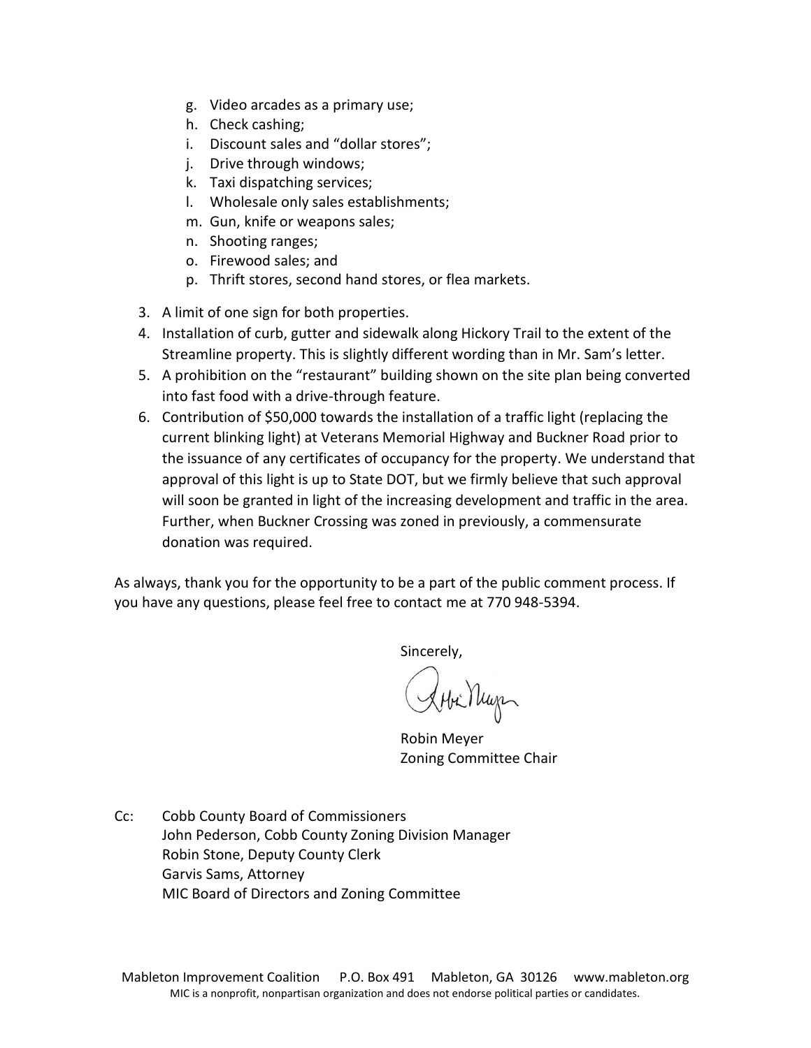g. Video arcades as a primary use;
h. Check cashing;
i. Discount sales and "dollar stores";
j. Drive through windows;
k. Taxi dispatching services;
l. Wholesale only sales establishments;
m. Gun, knife or weapons sales;
n. Shooting ranges;
o. Firewood sales; and
p. Thrift stores, second hand stores, or flea markets.

3. A limit of one sign for both properties.
4. Installation of curb, gutter and sidewalk along Hickory Trail to the extent of the Streamline property. This is slightly different wording than in Mr. Sam's letter.
5. A prohibition on the "restaurant" building shown on the site plan being converted into fast food with a drive-through feature.
6. Contribution of $50,000 towards the installation of a traffic light (replacing the current blinking light) at Veterans Memorial Highway and Buckner Road prior to the issuance of any certificates of occupancy for the property. We understand that approval of this light is up to State DOT, but we firmly believe that such approval will soon be granted in light of the increasing development and traffic in the area. Further, when Buckner Crossing was zoned in previously, a commensurate donation was required.

As always, thank you for the opportunity to be a part of the public comment process. If you have any questions, please feel free to contact me at 770 948-5394.

Sincerely,

Robin Meyer
Zoning Committee Chair

Cc: Cobb County Board of Commissioners
John Pederson, Cobb County Zoning Division Manager
Robin Stone, Deputy County Clerk
Garvis Sams, Attorney
MIC Board of Directors and Zoning Committee

Mableton Improvement Coalition P.O. Box 491 Mableton, GA 30126 www.mableton.org
MIC is a nonprofit, nonpartisan organization and does not endorse political parties or candidates.